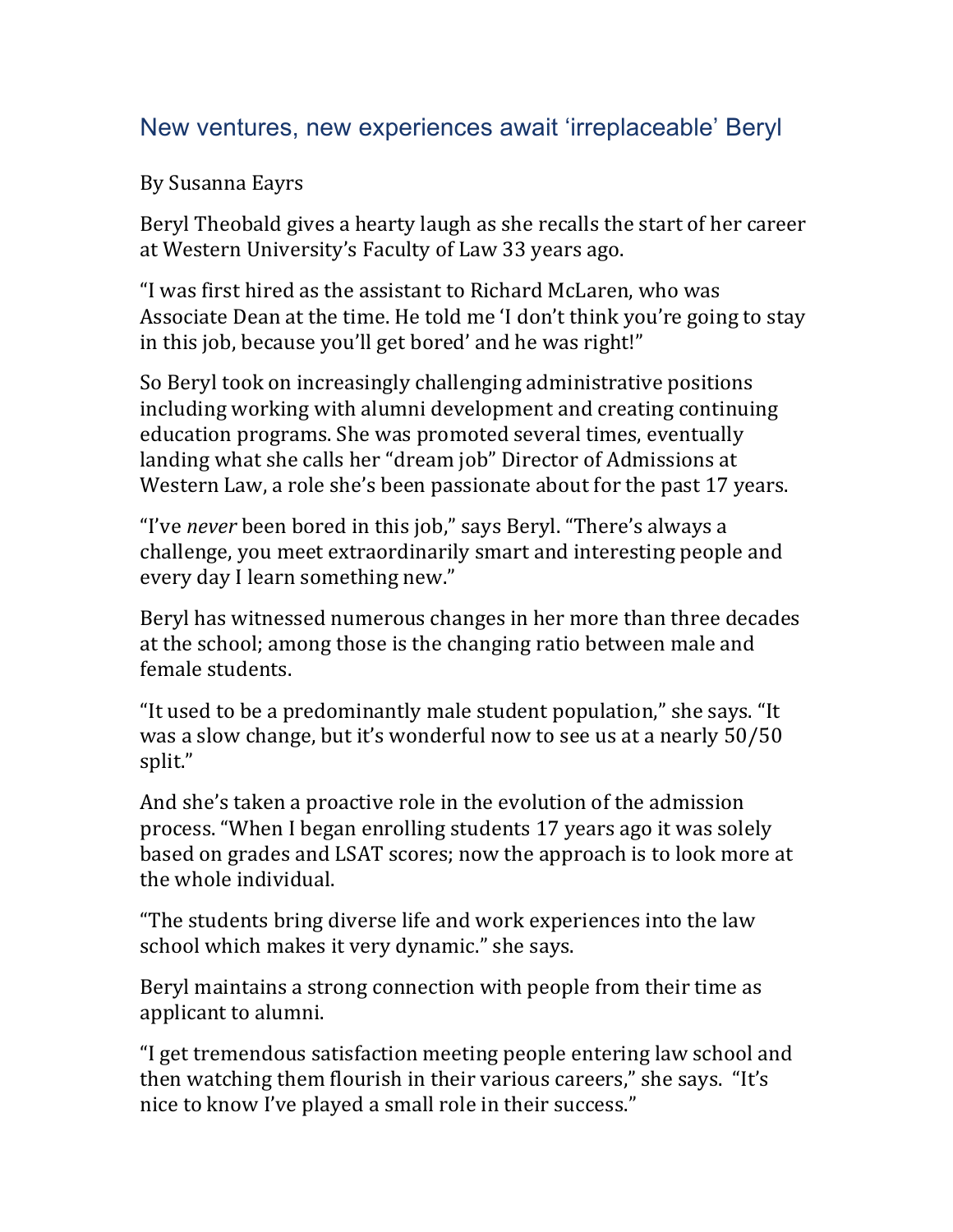# New ventures, new experiences await 'irreplaceable' Beryl

By Susanna Eayrs

Beryl Theobald gives a hearty laugh as she recalls the start of her career at Western University's Faculty of Law 33 years ago.

"I was first hired as the assistant to Richard McLaren, who was Associate Dean at the time. He told me 'I don't think you're going to stay in this job, because you'll get bored' and he was right!"

So Beryl took on increasingly challenging administrative positions including working with alumni development and creating continuing education programs. She was promoted several times, eventually landing what she calls her "dream job" Director of Admissions at Western Law, a role she's been passionate about for the past 17 years.

"I've *never* been bored in this job," says Beryl. "There's always a challenge, you meet extraordinarily smart and interesting people and every day I learn something new."

Beryl has witnessed numerous changes in her more than three decades at the school; among those is the changing ratio between male and female students.

"It used to be a predominantly male student population," she says. "It was a slow change, but it's wonderful now to see us at a nearly 50/50 split."

And she's taken a proactive role in the evolution of the admission process. "When I began enrolling students 17 years ago it was solely based on grades and LSAT scores; now the approach is to look more at the whole individual.

"The students bring diverse life and work experiences into the law school which makes it very dynamic." she says.

Beryl maintains a strong connection with people from their time as applicant to alumni.

"I get tremendous satisfaction meeting people entering law school and then watching them flourish in their various careers," she says. "It's nice to know I've played a small role in their success."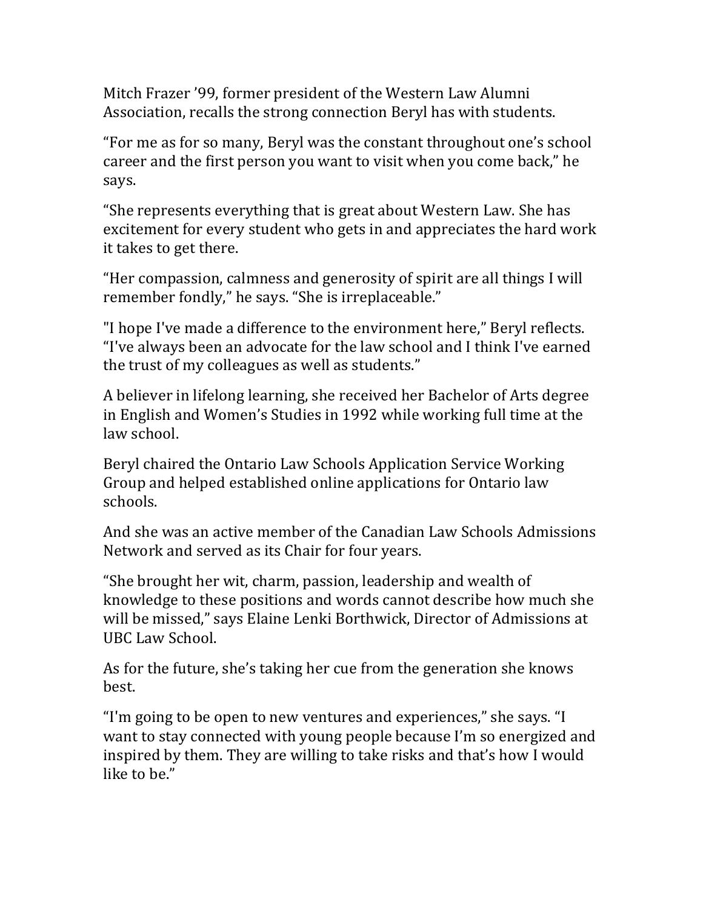Mitch Frazer '99, former president of the Western Law Alumni Association, recalls the strong connection Beryl has with students.

"For me as for so many, Beryl was the constant throughout one's school career and the first person you want to visit when you come back," he says.

"She represents everything that is great about Western Law. She has excitement for every student who gets in and appreciates the hard work it takes to get there.

"Her compassion, calmness and generosity of spirit are all things I will remember fondly," he says. "She is irreplaceable."

"I hope I've made a difference to the environment here," Beryl reflects. "I've always been an advocate for the law school and I think I've earned the trust of my colleagues as well as students."

A believer in lifelong learning, she received her Bachelor of Arts degree in English and Women's Studies in 1992 while working full time at the law school.

Beryl chaired the Ontario Law Schools Application Service Working Group and helped established online applications for Ontario law schools.

And she was an active member of the Canadian Law Schools Admissions Network and served as its Chair for four years.

"She brought her wit, charm, passion, leadership and wealth of knowledge to these positions and words cannot describe how much she will be missed," says Elaine Lenki Borthwick, Director of Admissions at UBC Law School.

As for the future, she's taking her cue from the generation she knows best.

"I'm going to be open to new ventures and experiences," she says. "I want to stay connected with young people because I'm so energized and inspired by them. They are willing to take risks and that's how I would like to be."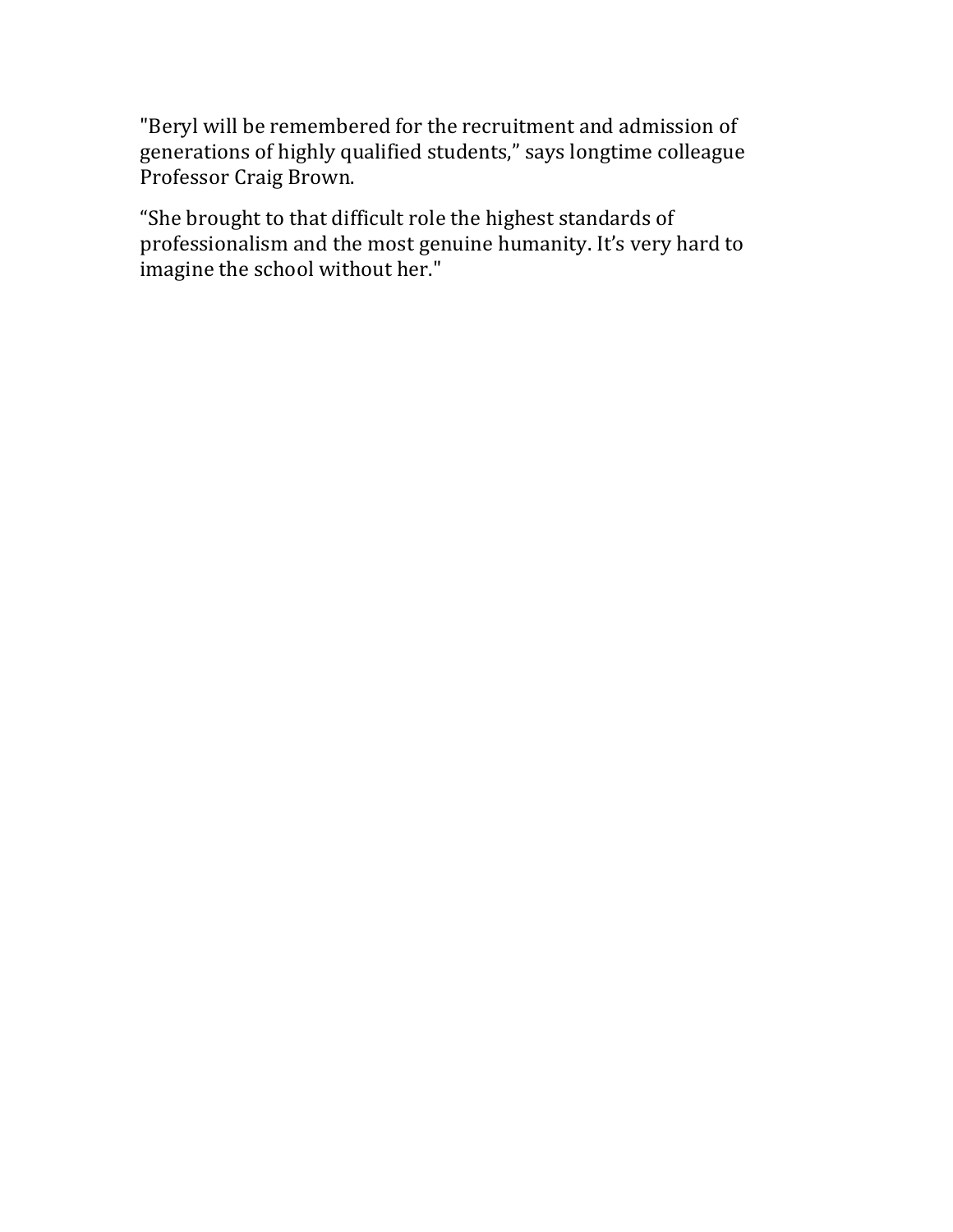"Beryl will be remembered for the recruitment and admission of generations of highly qualified students," says longtime colleague Professor Craig Brown.

"She brought to that difficult role the highest standards of professionalism and the most genuine humanity. It's very hard to imagine the school without her."